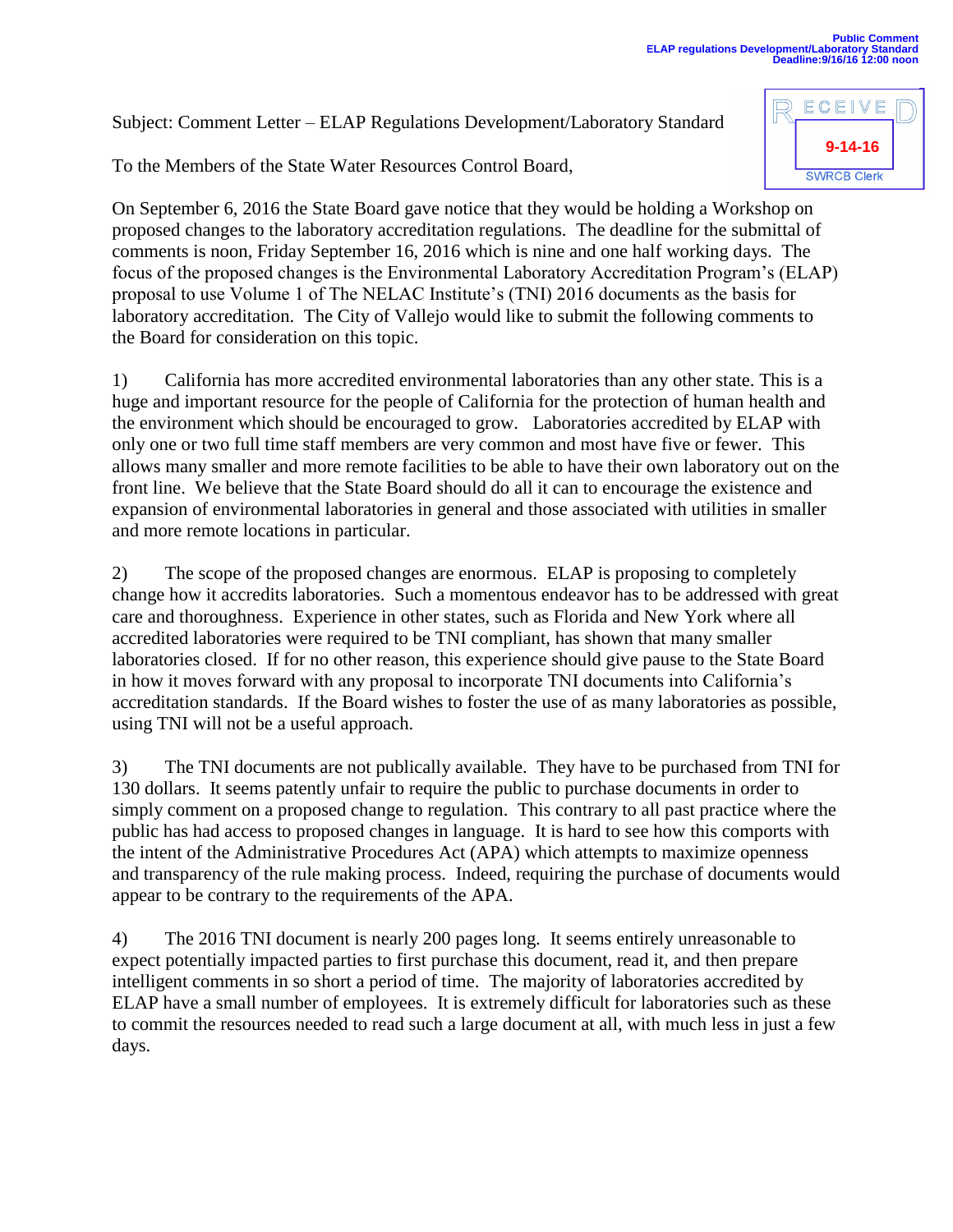Public Comment
ELAP regulations Development/Laboratory Standard
Deadline:9/16/16 12:00 noon

RECEIVED
9-14-16
SWRCB Clerk

Subject: Comment Letter – ELAP Regulations Development/Laboratory Standard

To the Members of the State Water Resources Control Board,

On September 6, 2016 the State Board gave notice that they would be holding a Workshop on proposed changes to the laboratory accreditation regulations. The deadline for the submittal of comments is noon, Friday September 16, 2016 which is nine and one half working days. The focus of the proposed changes is the Environmental Laboratory Accreditation Program's (ELAP) proposal to use Volume 1 of The NELAC Institute's (TNI) 2016 documents as the basis for laboratory accreditation. The City of Vallejo would like to submit the following comments to the Board for consideration on this topic.

1) California has more accredited environmental laboratories than any other state. This is a huge and important resource for the people of California for the protection of human health and the environment which should be encouraged to grow. Laboratories accredited by ELAP with only one or two full time staff members are very common and most have five or fewer. This allows many smaller and more remote facilities to be able to have their own laboratory out on the front line. We believe that the State Board should do all it can to encourage the existence and expansion of environmental laboratories in general and those associated with utilities in smaller and more remote locations in particular.

2) The scope of the proposed changes are enormous. ELAP is proposing to completely change how it accredits laboratories. Such a momentous endeavor has to be addressed with great care and thoroughness. Experience in other states, such as Florida and New York where all accredited laboratories were required to be TNI compliant, has shown that many smaller laboratories closed. If for no other reason, this experience should give pause to the State Board in how it moves forward with any proposal to incorporate TNI documents into California's accreditation standards. If the Board wishes to foster the use of as many laboratories as possible, using TNI will not be a useful approach.

3) The TNI documents are not publically available. They have to be purchased from TNI for 130 dollars. It seems patently unfair to require the public to purchase documents in order to simply comment on a proposed change to regulation. This contrary to all past practice where the public has had access to proposed changes in language. It is hard to see how this comports with the intent of the Administrative Procedures Act (APA) which attempts to maximize openness and transparency of the rule making process. Indeed, requiring the purchase of documents would appear to be contrary to the requirements of the APA.

4) The 2016 TNI document is nearly 200 pages long. It seems entirely unreasonable to expect potentially impacted parties to first purchase this document, read it, and then prepare intelligent comments in so short a period of time. The majority of laboratories accredited by ELAP have a small number of employees. It is extremely difficult for laboratories such as these to commit the resources needed to read such a large document at all, with much less in just a few days.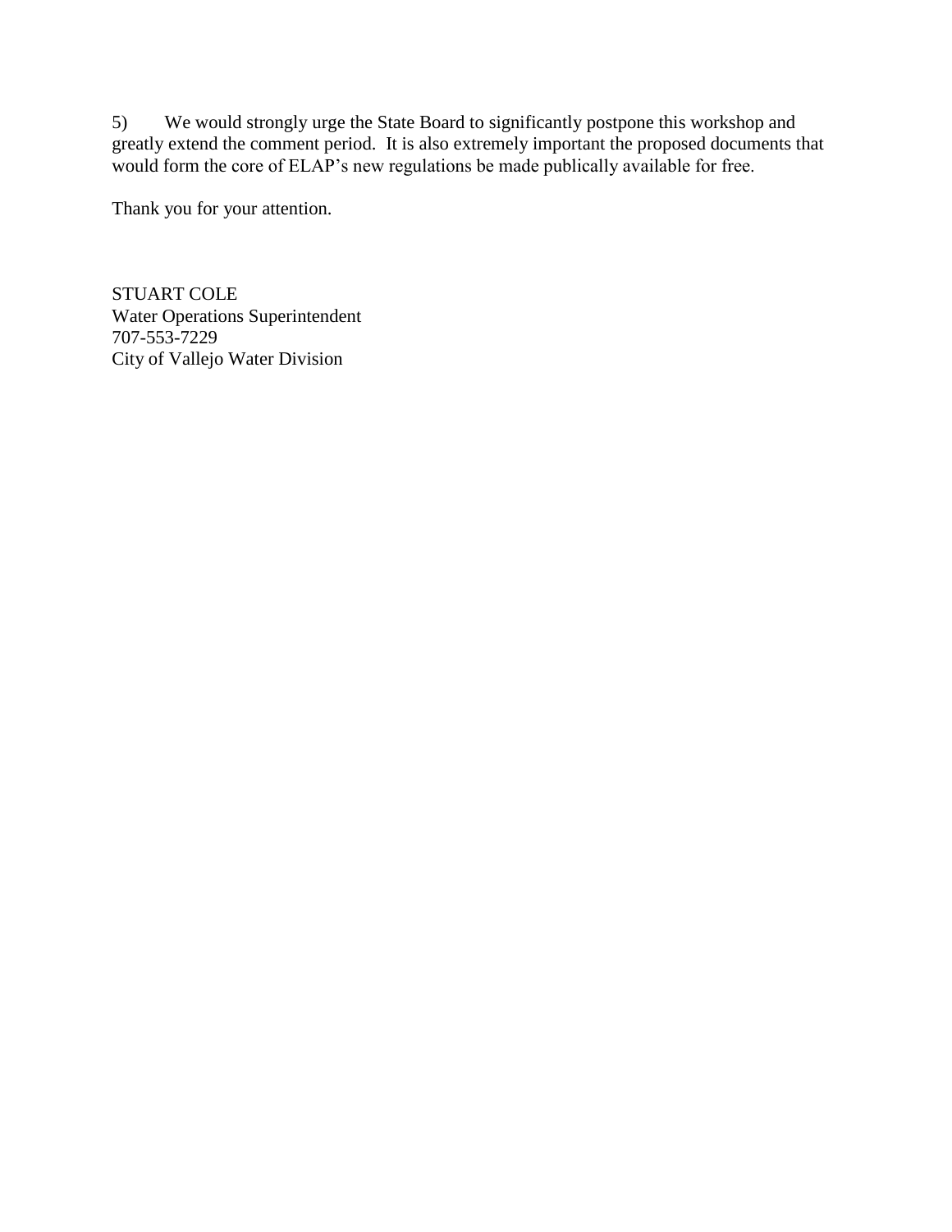5) We would strongly urge the State Board to significantly postpone this workshop and greatly extend the comment period. It is also extremely important the proposed documents that would form the core of ELAP's new regulations be made publically available for free.

Thank you for your attention.

STUART COLE
Water Operations Superintendent
707-553-7229
City of Vallejo Water Division